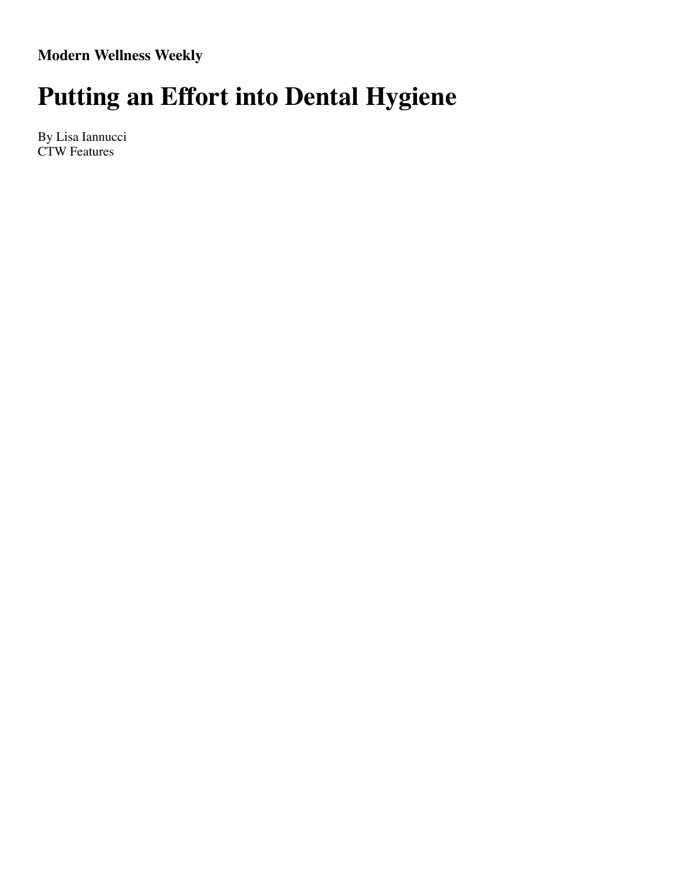**Modern Wellness Weekly**

# Putting an Effort into Dental Hygiene

By Lisa Iannucci
CTW Features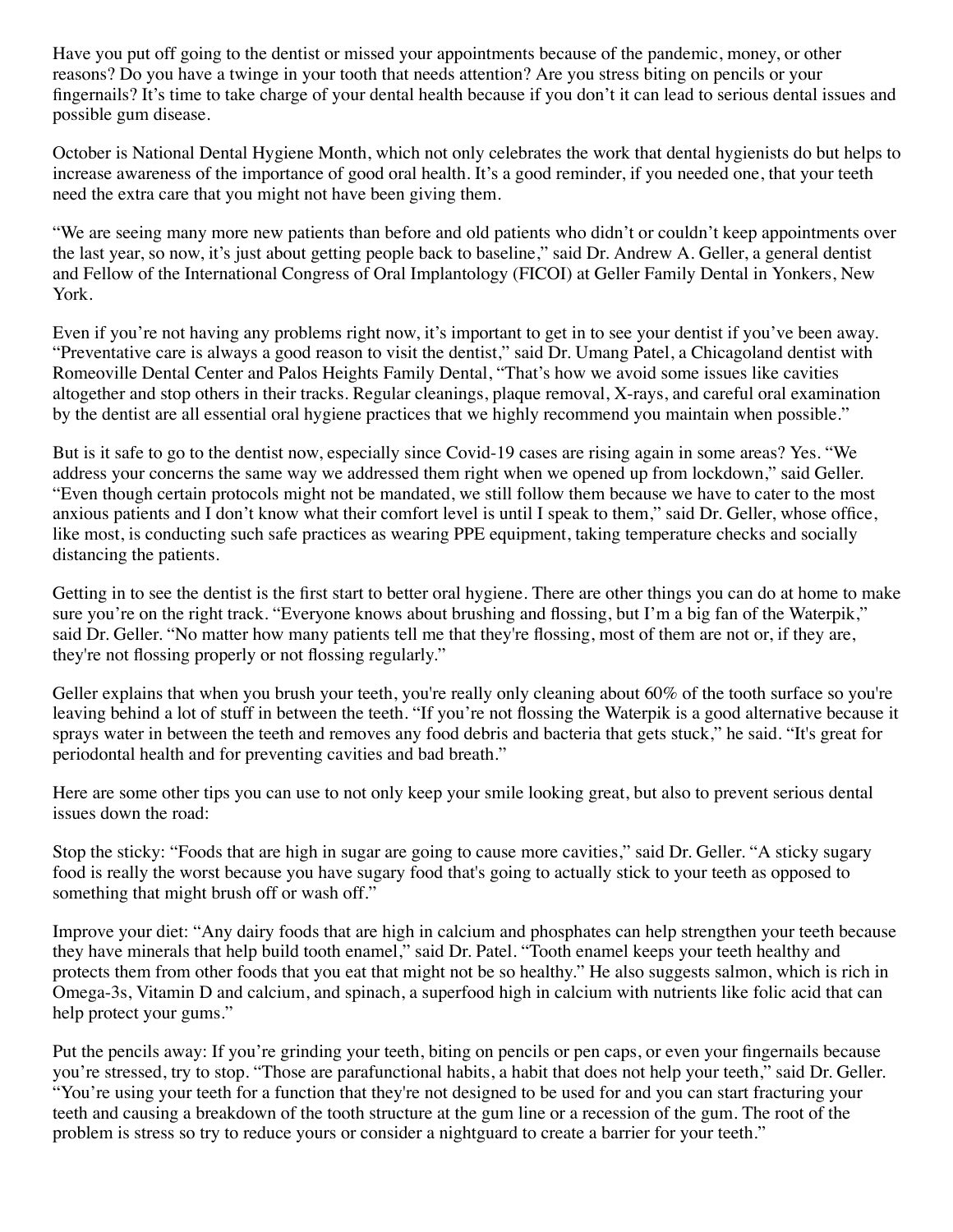Have you put off going to the dentist or missed your appointments because of the pandemic, money, or other reasons? Do you have a twinge in your tooth that needs attention? Are you stress biting on pencils or your fingernails? It's time to take charge of your dental health because if you don't it can lead to serious dental issues and possible gum disease.

October is National Dental Hygiene Month, which not only celebrates the work that dental hygienists do but helps to increase awareness of the importance of good oral health. It's a good reminder, if you needed one, that your teeth need the extra care that you might not have been giving them.

"We are seeing many more new patients than before and old patients who didn't or couldn't keep appointments over the last year, so now, it's just about getting people back to baseline," said Dr. Andrew A. Geller, a general dentist and Fellow of the International Congress of Oral Implantology (FICOI) at Geller Family Dental in Yonkers, New York.

Even if you're not having any problems right now, it's important to get in to see your dentist if you've been away. "Preventative care is always a good reason to visit the dentist," said Dr. Umang Patel, a Chicagoland dentist with Romeoville Dental Center and Palos Heights Family Dental, "That's how we avoid some issues like cavities altogether and stop others in their tracks. Regular cleanings, plaque removal, X-rays, and careful oral examination by the dentist are all essential oral hygiene practices that we highly recommend you maintain when possible."

But is it safe to go to the dentist now, especially since Covid-19 cases are rising again in some areas? Yes. "We address your concerns the same way we addressed them right when we opened up from lockdown," said Geller. "Even though certain protocols might not be mandated, we still follow them because we have to cater to the most anxious patients and I don't know what their comfort level is until I speak to them," said Dr. Geller, whose office, like most, is conducting such safe practices as wearing PPE equipment, taking temperature checks and socially distancing the patients.

Getting in to see the dentist is the first start to better oral hygiene. There are other things you can do at home to make sure you're on the right track. "Everyone knows about brushing and flossing, but I'm a big fan of the Waterpik," said Dr. Geller. "No matter how many patients tell me that they're flossing, most of them are not or, if they are, they're not flossing properly or not flossing regularly."

Geller explains that when you brush your teeth, you're really only cleaning about 60% of the tooth surface so you're leaving behind a lot of stuff in between the teeth. "If you're not flossing the Waterpik is a good alternative because it sprays water in between the teeth and removes any food debris and bacteria that gets stuck," he said. "It's great for periodontal health and for preventing cavities and bad breath."

Here are some other tips you can use to not only keep your smile looking great, but also to prevent serious dental issues down the road:

Stop the sticky: "Foods that are high in sugar are going to cause more cavities," said Dr. Geller. "A sticky sugary food is really the worst because you have sugary food that's going to actually stick to your teeth as opposed to something that might brush off or wash off."

Improve your diet: "Any dairy foods that are high in calcium and phosphates can help strengthen your teeth because they have minerals that help build tooth enamel," said Dr. Patel. "Tooth enamel keeps your teeth healthy and protects them from other foods that you eat that might not be so healthy." He also suggests salmon, which is rich in Omega-3s, Vitamin D and calcium, and spinach, a superfood high in calcium with nutrients like folic acid that can help protect your gums."

Put the pencils away: If you're grinding your teeth, biting on pencils or pen caps, or even your fingernails because you're stressed, try to stop. "Those are parafunctional habits, a habit that does not help your teeth," said Dr. Geller. "You're using your teeth for a function that they're not designed to be used for and you can start fracturing your teeth and causing a breakdown of the tooth structure at the gum line or a recession of the gum. The root of the problem is stress so try to reduce yours or consider a nightguard to create a barrier for your teeth."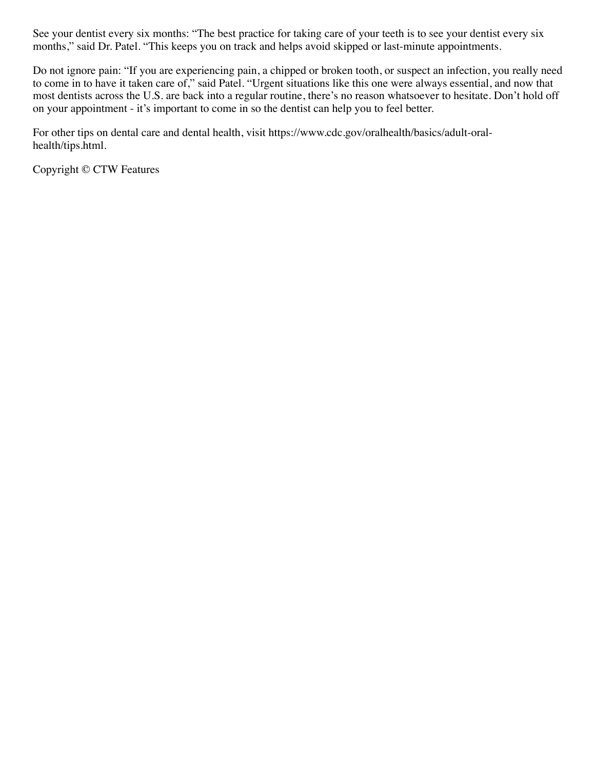See your dentist every six months: “The best practice for taking care of your teeth is to see your dentist every six months,” said Dr. Patel. “This keeps you on track and helps avoid skipped or last-minute appointments.

Do not ignore pain: “If you are experiencing pain, a chipped or broken tooth, or suspect an infection, you really need to come in to have it taken care of,” said Patel. “Urgent situations like this one were always essential, and now that most dentists across the U.S. are back into a regular routine, there’s no reason whatsoever to hesitate. Don’t hold off on your appointment - it’s important to come in so the dentist can help you to feel better.

For other tips on dental care and dental health, visit https://www.cdc.gov/oralhealth/basics/adult-oral-health/tips.html.

Copyright © CTW Features